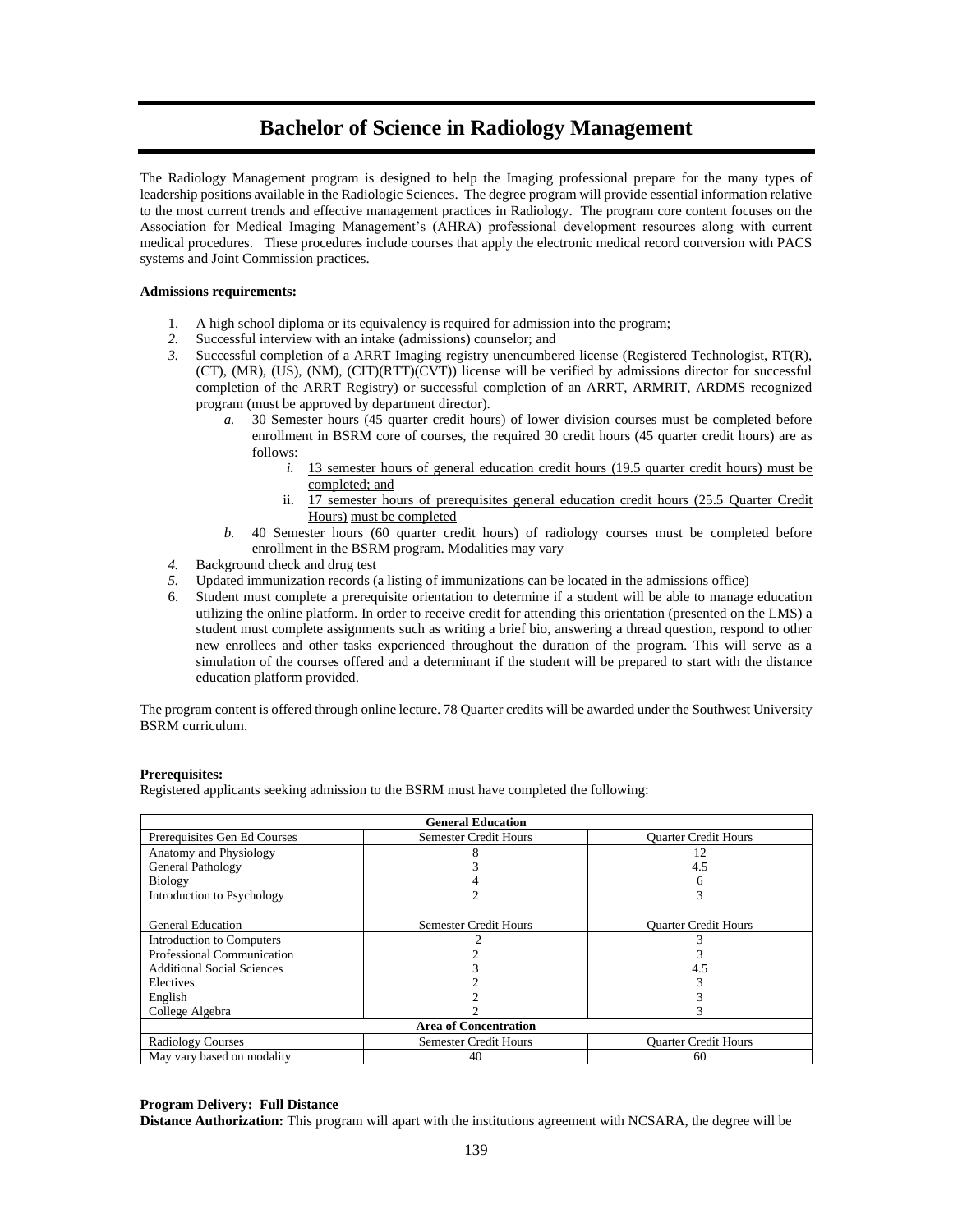# Bachelor of Science in Radiology Management

The Radiology Management program is designed to help the Imaging professional prepare for the many types of leadership positions available in the Radiologic Sciences. The degree program will provide essential information relative to the most current trends and effective management practices in Radiology. The program core content focuses on the Association for Medical Imaging Management's (AHRA) professional development resources along with current medical procedures. These procedures include courses that apply the electronic medical record conversion with PACS systems and Joint Commission practices.

**Admissions requirements:**

1. A high school diploma or its equivalency is required for admission into the program;
2. Successful interview with an intake (admissions) counselor; and
3. Successful completion of a ARRT Imaging registry unencumbered license (Registered Technologist, RT(R), (CT), (MR), (US), (NM), (CIT)(RTT)(CVT)) license will be verified by admissions director for successful completion of the ARRT Registry) or successful completion of an ARRT, ARMRIT, ARDMS recognized program (must be approved by department director).
   a. 30 Semester hours (45 quarter credit hours) of lower division courses must be completed before enrollment in BSRM core of courses, the required 30 credit hours (45 quarter credit hours) are as follows:
      i. 13 semester hours of general education credit hours (19.5 quarter credit hours) must be completed; and
      ii. 17 semester hours of prerequisites general education credit hours (25.5 Quarter Credit Hours) must be completed
   b. 40 Semester hours (60 quarter credit hours) of radiology courses must be completed before enrollment in the BSRM program. Modalities may vary
4. Background check and drug test
5. Updated immunization records (a listing of immunizations can be located in the admissions office)
6. Student must complete a prerequisite orientation to determine if a student will be able to manage education utilizing the online platform. In order to receive credit for attending this orientation (presented on the LMS) a student must complete assignments such as writing a brief bio, answering a thread question, respond to other new enrollees and other tasks experienced throughout the duration of the program. This will serve as a simulation of the courses offered and a determinant if the student will be prepared to start with the distance education platform provided.

The program content is offered through online lecture. 78 Quarter credits will be awarded under the Southwest University BSRM curriculum.

**Prerequisites:**
Registered applicants seeking admission to the BSRM must have completed the following:

| General Education | | |
|---|---|---|
| Prerequisites Gen Ed Courses | Semester Credit Hours | Quarter Credit Hours |
| Anatomy and Physiology | 8 | 12 |
| General Pathology | 3 | 4.5 |
| Biology | 4 | 6 |
| Introduction to Psychology | 2 | 3 |
| General Education | Semester Credit Hours | Quarter Credit Hours |
| Introduction to Computers | 2 | 3 |
| Professional Communication | 2 | 3 |
| Additional Social Sciences | 3 | 4.5 |
| Electives | 2 | 3 |
| English | 2 | 3 |
| College Algebra | 2 | 3 |
| **Area of Concentration** | | |
| Radiology Courses | Semester Credit Hours | Quarter Credit Hours |
| May vary based on modality | 40 | 60 |

**Program Delivery: Full Distance**
**Distance Authorization:** This program will apart with the institutions agreement with NCSARA, the degree will be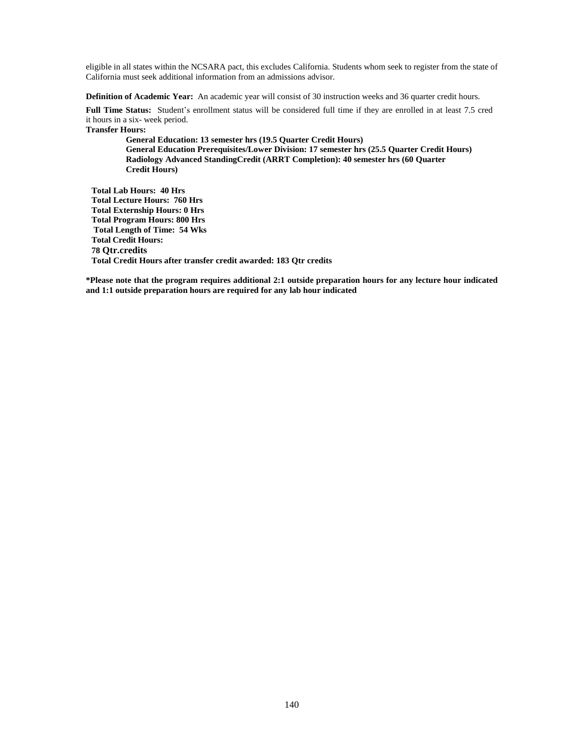eligible in all states within the NCSARA pact, this excludes California. Students whom seek to register from the state of California must seek additional information from an admissions advisor.

**Definition of Academic Year:** An academic year will consist of 30 instruction weeks and 36 quarter credit hours.

**Full Time Status:** Student's enrollment status will be considered full time if they are enrolled in at least 7.5 cred it hours in a six- week period.

**Transfer Hours:**

**General Education: 13 semester hrs (19.5 Quarter Credit Hours)**
**General Education Prerequisites/Lower Division: 17 semester hrs (25.5 Quarter Credit Hours)**
**Radiology Advanced StandingCredit (ARRT Completion): 40 semester hrs (60 Quarter Credit Hours)**

**Total Lab Hours: 40 Hrs**
**Total Lecture Hours: 760 Hrs**
**Total Externship Hours: 0 Hrs**
**Total Program Hours: 800 Hrs**
**Total Length of Time: 54 Wks**
**Total Credit Hours:**
**78 Qtr.credits**
**Total Credit Hours after transfer credit awarded: 183 Qtr credits**

**\*Please note that the program requires additional 2:1 outside preparation hours for any lecture hour indicated and 1:1 outside preparation hours are required for any lab hour indicated**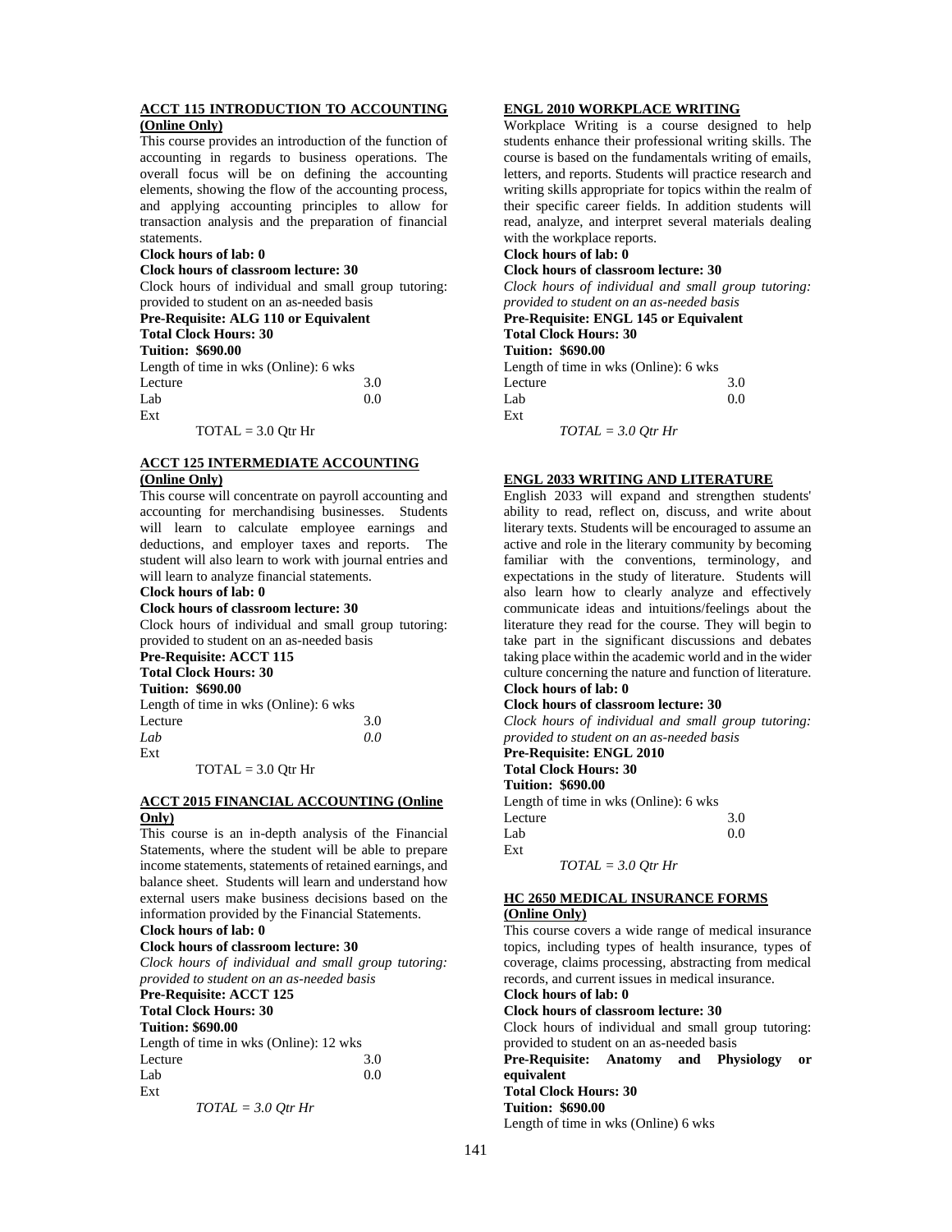**ACCT 115 INTRODUCTION TO ACCOUNTING (Online Only)**

This course provides an introduction of the function of accounting in regards to business operations. The overall focus will be on defining the accounting elements, showing the flow of the accounting process, and applying accounting principles to allow for transaction analysis and the preparation of financial statements.

**Clock hours of lab: 0**

**Clock hours of classroom lecture: 30**

Clock hours of individual and small group tutoring: provided to student on an as-needed basis

**Pre-Requisite: ALG 110 or Equivalent**

**Total Clock Hours: 30**

**Tuition: $690.00**

Length of time in wks (Online): 6 wks

| | |
|---|---|
| Lecture | 3.0 |
| Lab | 0.0 |
| Ext | |

TOTAL = 3.0 Qtr Hr

**ACCT 125 INTERMEDIATE ACCOUNTING (Online Only)**

This course will concentrate on payroll accounting and accounting for merchandising businesses. Students will learn to calculate employee earnings and deductions, and employer taxes and reports. The student will also learn to work with journal entries and will learn to analyze financial statements.

**Clock hours of lab: 0**

**Clock hours of classroom lecture: 30**

Clock hours of individual and small group tutoring: provided to student on an as-needed basis

**Pre-Requisite: ACCT 115**

**Total Clock Hours: 30**

**Tuition: $690.00**

Length of time in wks (Online): 6 wks

| | |
|---|---|
| Lecture | 3.0 |
| *Lab* | *0.0* |
| Ext | |

TOTAL = 3.0 Qtr Hr

**ACCT 2015 FINANCIAL ACCOUNTING (Online Only)**

This course is an in-depth analysis of the Financial Statements, where the student will be able to prepare income statements, statements of retained earnings, and balance sheet. Students will learn and understand how external users make business decisions based on the information provided by the Financial Statements.

**Clock hours of lab: 0**

**Clock hours of classroom lecture: 30**

*Clock hours of individual and small group tutoring: provided to student on an as-needed basis*

**Pre-Requisite: ACCT 125**

**Total Clock Hours: 30**

**Tuition: $690.00**

Length of time in wks (Online): 12 wks

| | |
|---|---|
| Lecture | 3.0 |
| Lab | 0.0 |
| Ext | |

*TOTAL = 3.0 Qtr Hr*

**ENGL 2010 WORKPLACE WRITING**

Workplace Writing is a course designed to help students enhance their professional writing skills. The course is based on the fundamentals writing of emails, letters, and reports. Students will practice research and writing skills appropriate for topics within the realm of their specific career fields. In addition students will read, analyze, and interpret several materials dealing with the workplace reports.

**Clock hours of lab: 0**

**Clock hours of classroom lecture: 30**

*Clock hours of individual and small group tutoring: provided to student on an as-needed basis*

**Pre-Requisite: ENGL 145 or Equivalent**

**Total Clock Hours: 30**

**Tuition: $690.00**

Length of time in wks (Online): 6 wks

| | |
|---|---|
| Lecture | 3.0 |
| Lab | 0.0 |
| Ext | |

*TOTAL = 3.0 Qtr Hr*

**ENGL 2033 WRITING AND LITERATURE**

English 2033 will expand and strengthen students' ability to read, reflect on, discuss, and write about literary texts. Students will be encouraged to assume an active and role in the literary community by becoming familiar with the conventions, terminology, and expectations in the study of literature. Students will also learn how to clearly analyze and effectively communicate ideas and intuitions/feelings about the literature they read for the course. They will begin to take part in the significant discussions and debates taking place within the academic world and in the wider culture concerning the nature and function of literature.

**Clock hours of lab: 0**

**Clock hours of classroom lecture: 30**

*Clock hours of individual and small group tutoring: provided to student on an as-needed basis*

**Pre-Requisite: ENGL 2010**

**Total Clock Hours: 30**

**Tuition: $690.00**

Length of time in wks (Online): 6 wks

| | |
|---|---|
| Lecture | 3.0 |
| Lab | 0.0 |
| Ext | |

*TOTAL = 3.0 Qtr Hr*

**HC 2650 MEDICAL INSURANCE FORMS (Online Only)**

This course covers a wide range of medical insurance topics, including types of health insurance, types of coverage, claims processing, abstracting from medical records, and current issues in medical insurance.

**Clock hours of lab: 0**

**Clock hours of classroom lecture: 30**

Clock hours of individual and small group tutoring: provided to student on an as-needed basis

**Pre-Requisite: Anatomy and Physiology or equivalent**

**Total Clock Hours: 30**

**Tuition: $690.00**

Length of time in wks (Online) 6 wks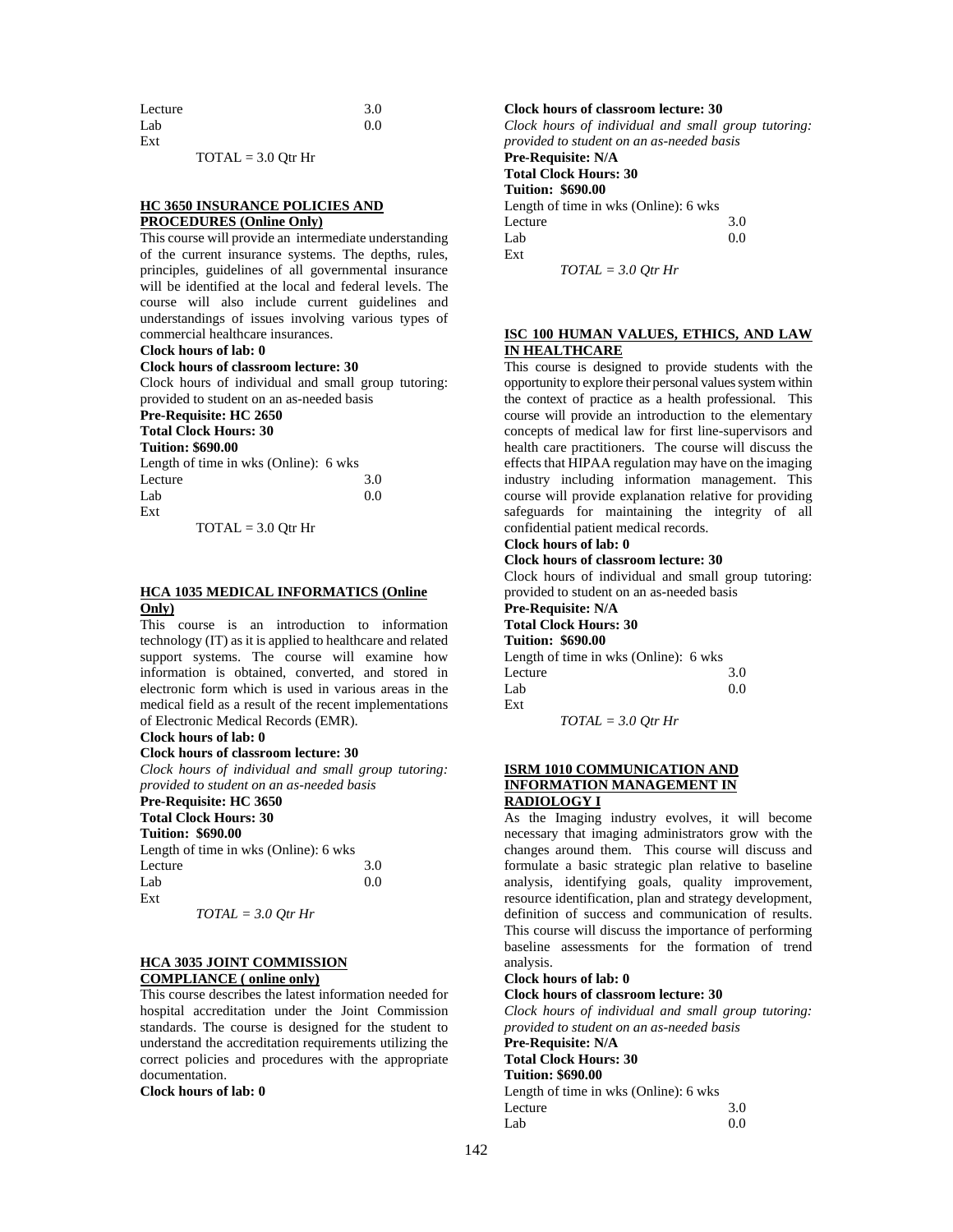Lecture 3.0
Lab 0.0
Ext
TOTAL = 3.0 Qtr Hr

**HC 3650 INSURANCE POLICIES AND PROCEDURES (Online Only)**

This course will provide an intermediate understanding of the current insurance systems. The depths, rules, principles, guidelines of all governmental insurance will be identified at the local and federal levels. The course will also include current guidelines and understandings of issues involving various types of commercial healthcare insurances.

**Clock hours of lab: 0**
**Clock hours of classroom lecture: 30**
Clock hours of individual and small group tutoring: provided to student on an as-needed basis
**Pre-Requisite: HC 2650**
**Total Clock Hours: 30**
**Tuition: $690.00**
Length of time in wks (Online): 6 wks
Lecture 3.0
Lab 0.0
Ext
TOTAL = 3.0 Qtr Hr

**HCA 1035 MEDICAL INFORMATICS (Online Only)**

This course is an introduction to information technology (IT) as it is applied to healthcare and related support systems. The course will examine how information is obtained, converted, and stored in electronic form which is used in various areas in the medical field as a result of the recent implementations of Electronic Medical Records (EMR).

**Clock hours of lab: 0**
**Clock hours of classroom lecture: 30**
*Clock hours of individual and small group tutoring: provided to student on an as-needed basis*
**Pre-Requisite: HC 3650**
**Total Clock Hours: 30**
**Tuition: $690.00**
Length of time in wks (Online): 6 wks
Lecture 3.0
Lab 0.0
Ext
*TOTAL = 3.0 Qtr Hr*

**HCA 3035 JOINT COMMISSION COMPLIANCE ( online only)**

This course describes the latest information needed for hospital accreditation under the Joint Commission standards. The course is designed for the student to understand the accreditation requirements utilizing the correct policies and procedures with the appropriate documentation.

**Clock hours of lab: 0**
**Clock hours of classroom lecture: 30**
*Clock hours of individual and small group tutoring: provided to student on an as-needed basis*
**Pre-Requisite: N/A**
**Total Clock Hours: 30**
**Tuition: $690.00**
Length of time in wks (Online): 6 wks
Lecture 3.0
Lab 0.0
Ext
*TOTAL = 3.0 Qtr Hr*

**ISC 100 HUMAN VALUES, ETHICS, AND LAW IN HEALTHCARE**

This course is designed to provide students with the opportunity to explore their personal values system within the context of practice as a health professional. This course will provide an introduction to the elementary concepts of medical law for first line-supervisors and health care practitioners. The course will discuss the effects that HIPAA regulation may have on the imaging industry including information management. This course will provide explanation relative for providing safeguards for maintaining the integrity of all confidential patient medical records.

**Clock hours of lab: 0**
**Clock hours of classroom lecture: 30**
Clock hours of individual and small group tutoring: provided to student on an as-needed basis
**Pre-Requisite: N/A**
**Total Clock Hours: 30**
**Tuition: $690.00**
Length of time in wks (Online): 6 wks
Lecture 3.0
Lab 0.0
Ext
*TOTAL = 3.0 Qtr Hr*

**ISRM 1010 COMMUNICATION AND INFORMATION MANAGEMENT IN RADIOLOGY I**

As the Imaging industry evolves, it will become necessary that imaging administrators grow with the changes around them. This course will discuss and formulate a basic strategic plan relative to baseline analysis, identifying goals, quality improvement, resource identification, plan and strategy development, definition of success and communication of results. This course will discuss the importance of performing baseline assessments for the formation of trend analysis.

**Clock hours of lab: 0**
**Clock hours of classroom lecture: 30**
*Clock hours of individual and small group tutoring: provided to student on an as-needed basis*
**Pre-Requisite: N/A**
**Total Clock Hours: 30**
**Tuition: $690.00**
Length of time in wks (Online): 6 wks
Lecture 3.0
Lab 0.0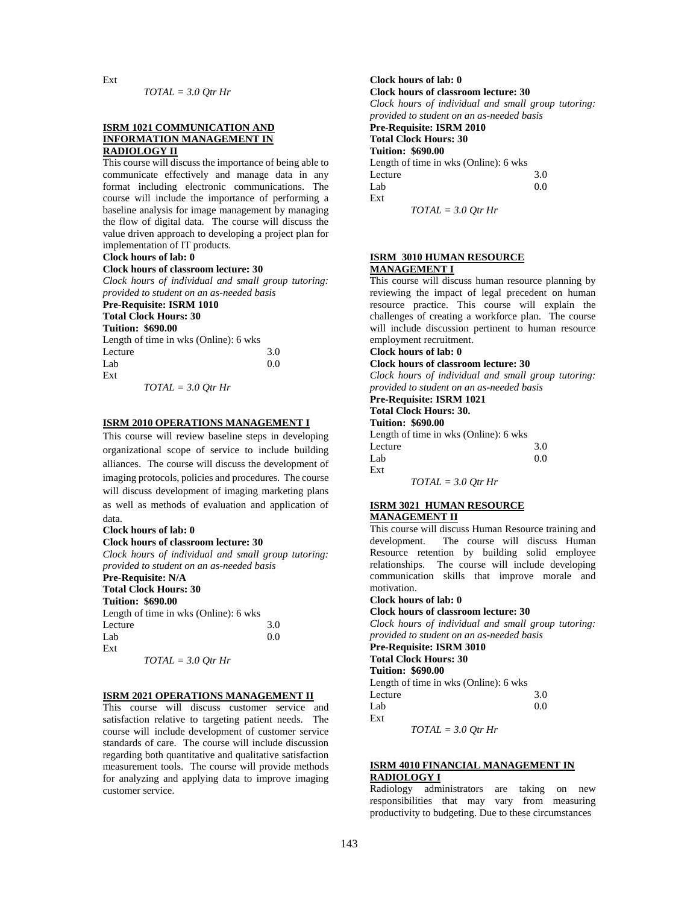Ext

*TOTAL = 3.0 Qtr Hr*

**ISRM 1021 COMMUNICATION AND INFORMATION MANAGEMENT IN RADIOLOGY II**

This course will discuss the importance of being able to communicate effectively and manage data in any format including electronic communications. The course will include the importance of performing a baseline analysis for image management by managing the flow of digital data. The course will discuss the value driven approach to developing a project plan for implementation of IT products.

**Clock hours of lab: 0**
**Clock hours of classroom lecture: 30**
*Clock hours of individual and small group tutoring: provided to student on an as-needed basis*
**Pre-Requisite: ISRM 1010**
**Total Clock Hours: 30**
**Tuition: $690.00**

Length of time in wks (Online): 6 wks

| | |
|---|---|
| Lecture | 3.0 |
| Lab | 0.0 |
| Ext | |

*TOTAL = 3.0 Qtr Hr*

**ISRM 2010 OPERATIONS MANAGEMENT I**

This course will review baseline steps in developing organizational scope of service to include building alliances. The course will discuss the development of imaging protocols, policies and procedures. The course will discuss development of imaging marketing plans as well as methods of evaluation and application of data.

**Clock hours of lab: 0**
**Clock hours of classroom lecture: 30**
*Clock hours of individual and small group tutoring: provided to student on an as-needed basis*
**Pre-Requisite: N/A**
**Total Clock Hours: 30**
**Tuition: $690.00**

Length of time in wks (Online): 6 wks

| | |
|---|---|
| Lecture | 3.0 |
| Lab | 0.0 |
| Ext | |

*TOTAL = 3.0 Qtr Hr*

**ISRM 2021 OPERATIONS MANAGEMENT II**

This course will discuss customer service and satisfaction relative to targeting patient needs. The course will include development of customer service standards of care. The course will include discussion regarding both quantitative and qualitative satisfaction measurement tools. The course will provide methods for analyzing and applying data to improve imaging customer service.

**Clock hours of lab: 0**
**Clock hours of classroom lecture: 30**
*Clock hours of individual and small group tutoring: provided to student on an as-needed basis*
**Pre-Requisite: ISRM 2010**
**Total Clock Hours: 30**
**Tuition: $690.00**

Length of time in wks (Online): 6 wks

| | |
|---|---|
| Lecture | 3.0 |
| Lab | 0.0 |
| Ext | |

*TOTAL = 3.0 Qtr Hr*

**ISRM 3010 HUMAN RESOURCE MANAGEMENT I**

This course will discuss human resource planning by reviewing the impact of legal precedent on human resource practice. This course will explain the challenges of creating a workforce plan. The course will include discussion pertinent to human resource employment recruitment.

**Clock hours of lab: 0**
**Clock hours of classroom lecture: 30**
*Clock hours of individual and small group tutoring: provided to student on an as-needed basis*
**Pre-Requisite: ISRM 1021**
**Total Clock Hours: 30.**
**Tuition: $690.00**

Length of time in wks (Online): 6 wks

| | |
|---|---|
| Lecture | 3.0 |
| Lab | 0.0 |
| Ext | |

*TOTAL = 3.0 Qtr Hr*

**ISRM 3021 HUMAN RESOURCE MANAGEMENT II**

This course will discuss Human Resource training and development. The course will discuss Human Resource retention by building solid employee relationships. The course will include developing communication skills that improve morale and motivation.

**Clock hours of lab: 0**
**Clock hours of classroom lecture: 30**
*Clock hours of individual and small group tutoring: provided to student on an as-needed basis*
**Pre-Requisite: ISRM 3010**
**Total Clock Hours: 30**
**Tuition: $690.00**

Length of time in wks (Online): 6 wks

| | |
|---|---|
| Lecture | 3.0 |
| Lab | 0.0 |
| Ext | |

*TOTAL = 3.0 Qtr Hr*

**ISRM 4010 FINANCIAL MANAGEMENT IN RADIOLOGY I**

Radiology administrators are taking on new responsibilities that may vary from measuring productivity to budgeting. Due to these circumstances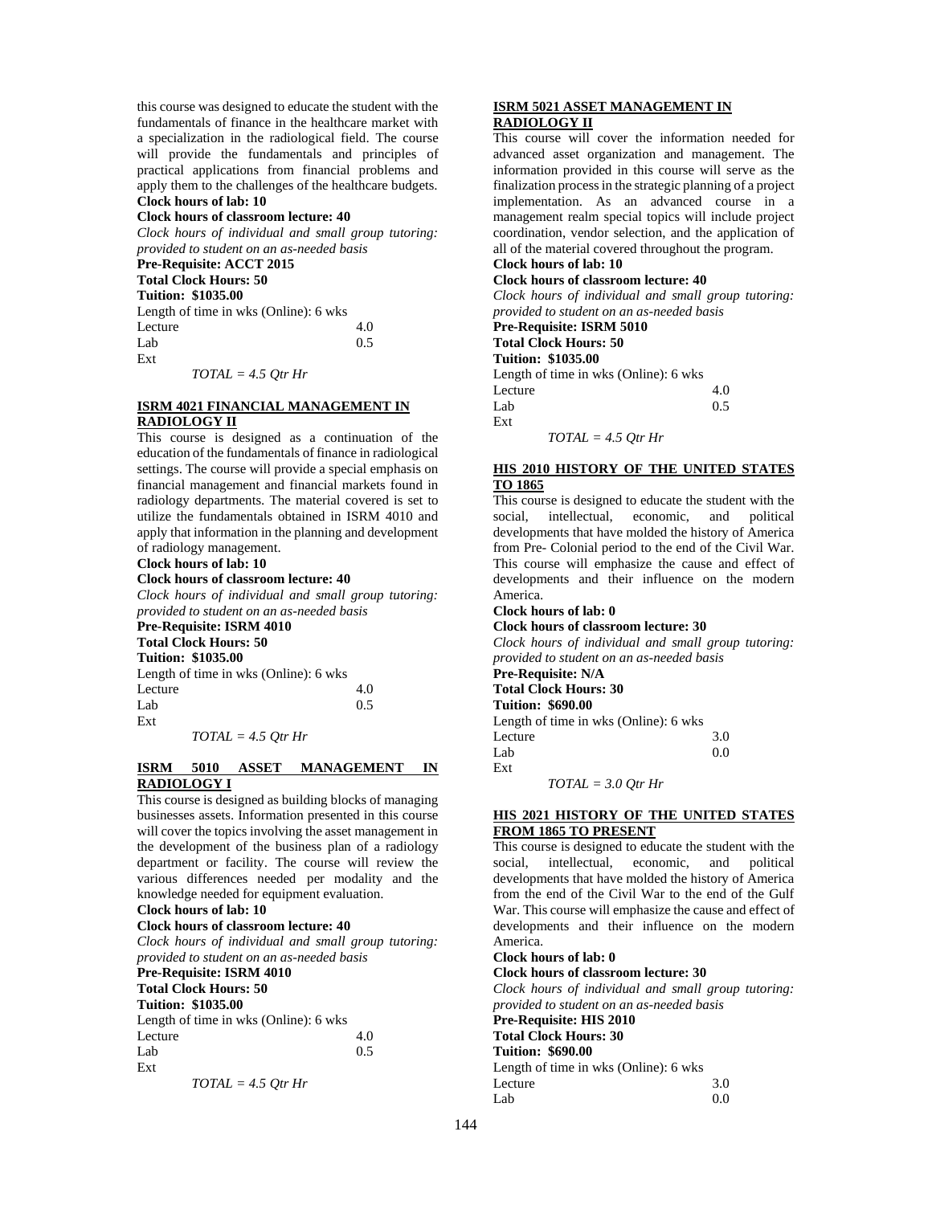this course was designed to educate the student with the fundamentals of finance in the healthcare market with a specialization in the radiological field. The course will provide the fundamentals and principles of practical applications from financial problems and apply them to the challenges of the healthcare budgets.

**Clock hours of lab: 10**

**Clock hours of classroom lecture: 40**

*Clock hours of individual and small group tutoring: provided to student on an as-needed basis*

**Pre-Requisite: ACCT 2015**

**Total Clock Hours: 50**

**Tuition: $1035.00**

Length of time in wks (Online): 6 wks

| | |
|---|---|
| Lecture | 4.0 |
| Lab | 0.5 |
| Ext | |

*TOTAL = 4.5 Qtr Hr*

**ISRM 4021 FINANCIAL MANAGEMENT IN RADIOLOGY II**

This course is designed as a continuation of the education of the fundamentals of finance in radiological settings. The course will provide a special emphasis on financial management and financial markets found in radiology departments. The material covered is set to utilize the fundamentals obtained in ISRM 4010 and apply that information in the planning and development of radiology management.

**Clock hours of lab: 10**

**Clock hours of classroom lecture: 40**

*Clock hours of individual and small group tutoring: provided to student on an as-needed basis*

**Pre-Requisite: ISRM 4010**

**Total Clock Hours: 50**

**Tuition: $1035.00**

Length of time in wks (Online): 6 wks

| | |
|---|---|
| Lecture | 4.0 |
| Lab | 0.5 |
| Ext | |

*TOTAL = 4.5 Qtr Hr*

**ISRM 5010 ASSET MANAGEMENT IN RADIOLOGY I**

This course is designed as building blocks of managing businesses assets. Information presented in this course will cover the topics involving the asset management in the development of the business plan of a radiology department or facility. The course will review the various differences needed per modality and the knowledge needed for equipment evaluation.

**Clock hours of lab: 10**

**Clock hours of classroom lecture: 40**

*Clock hours of individual and small group tutoring: provided to student on an as-needed basis*

**Pre-Requisite: ISRM 4010**

**Total Clock Hours: 50**

**Tuition: $1035.00**

Length of time in wks (Online): 6 wks

| | |
|---|---|
| Lecture | 4.0 |
| Lab | 0.5 |
| Ext | |

*TOTAL = 4.5 Qtr Hr*

**ISRM 5021 ASSET MANAGEMENT IN RADIOLOGY II**

This course will cover the information needed for advanced asset organization and management. The information provided in this course will serve as the finalization process in the strategic planning of a project implementation. As an advanced course in a management realm special topics will include project coordination, vendor selection, and the application of all of the material covered throughout the program.

**Clock hours of lab: 10**

**Clock hours of classroom lecture: 40**

*Clock hours of individual and small group tutoring: provided to student on an as-needed basis*

**Pre-Requisite: ISRM 5010**

**Total Clock Hours: 50**

**Tuition: $1035.00**

Length of time in wks (Online): 6 wks

| | |
|---|---|
| Lecture | 4.0 |
| Lab | 0.5 |
| Ext | |

*TOTAL = 4.5 Qtr Hr*

**HIS 2010 HISTORY OF THE UNITED STATES TO 1865**

This course is designed to educate the student with the social, intellectual, economic, and political developments that have molded the history of America from Pre- Colonial period to the end of the Civil War. This course will emphasize the cause and effect of developments and their influence on the modern America.

**Clock hours of lab: 0**

**Clock hours of classroom lecture: 30**

*Clock hours of individual and small group tutoring: provided to student on an as-needed basis*

**Pre-Requisite: N/A**

**Total Clock Hours: 30**

**Tuition: $690.00**

Length of time in wks (Online): 6 wks

| | |
|---|---|
| Lecture | 3.0 |
| Lab | 0.0 |
| Ext | |

*TOTAL = 3.0 Qtr Hr*

**HIS 2021 HISTORY OF THE UNITED STATES FROM 1865 TO PRESENT**

This course is designed to educate the student with the social, intellectual, economic, and political developments that have molded the history of America from the end of the Civil War to the end of the Gulf War. This course will emphasize the cause and effect of developments and their influence on the modern America.

**Clock hours of lab: 0**

**Clock hours of classroom lecture: 30**

*Clock hours of individual and small group tutoring: provided to student on an as-needed basis*

**Pre-Requisite: HIS 2010**

**Total Clock Hours: 30**

**Tuition: $690.00**

Length of time in wks (Online): 6 wks

| | |
|---|---|
| Lecture | 3.0 |
| Lab | 0.0 |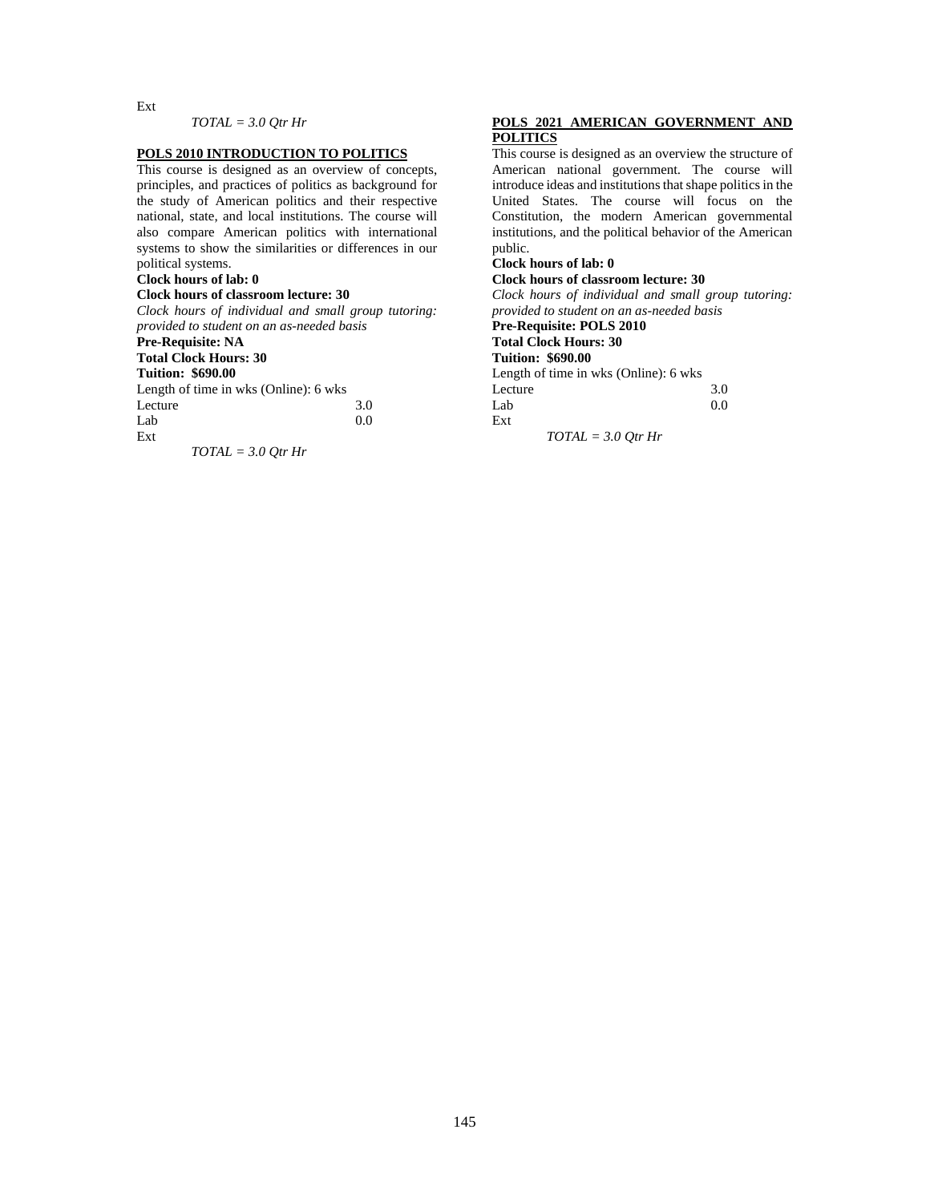Ext

*TOTAL = 3.0 Qtr Hr*

**POLS 2010 INTRODUCTION TO POLITICS**

This course is designed as an overview of concepts, principles, and practices of politics as background for the study of American politics and their respective national, state, and local institutions. The course will also compare American politics with international systems to show the similarities or differences in our political systems.

**Clock hours of lab: 0**

**Clock hours of classroom lecture: 30**

*Clock hours of individual and small group tutoring: provided to student on an as-needed basis*

**Pre-Requisite: NA**

**Total Clock Hours: 30**

**Tuition: $690.00**

Length of time in wks (Online): 6 wks

| | |
|---|---|
| Lecture | 3.0 |
| Lab | 0.0 |
| Ext | |

*TOTAL = 3.0 Qtr Hr*

**POLS 2021 AMERICAN GOVERNMENT AND POLITICS**

This course is designed as an overview the structure of American national government. The course will introduce ideas and institutions that shape politics in the United States. The course will focus on the Constitution, the modern American governmental institutions, and the political behavior of the American public.

**Clock hours of lab: 0**

**Clock hours of classroom lecture: 30**

*Clock hours of individual and small group tutoring: provided to student on an as-needed basis*

**Pre-Requisite: POLS 2010**

**Total Clock Hours: 30**

**Tuition: $690.00**

Length of time in wks (Online): 6 wks

| | |
|---|---|
| Lecture | 3.0 |
| Lab | 0.0 |
| Ext | |

*TOTAL = 3.0 Qtr Hr*